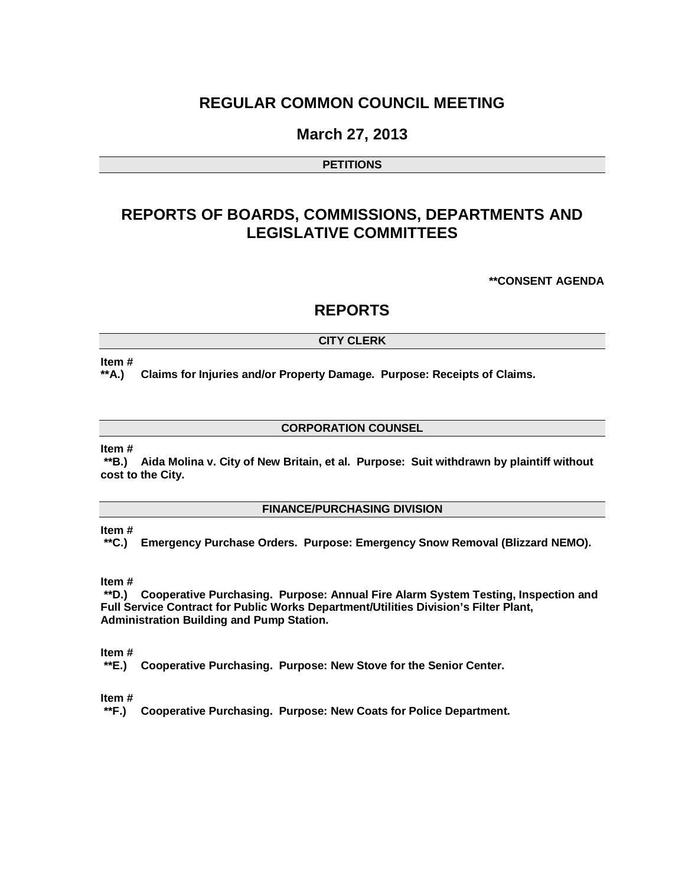# REGULAR COMMON COUNCIL MEETING

## March 27, 2013

**PETITIONS**

# REPORTS OF BOARDS, COMMISSIONS, DEPARTMENTS AND LEGISLATIVE COMMITTEES

**\*\*CONSENT AGENDA**

# REPORTS

**CITY CLERK**

**Item #**
**\*\*A.) Claims for Injuries and/or Property Damage. Purpose: Receipts of Claims.**

**CORPORATION COUNSEL**

**Item #**
**\*\*B.) Aida Molina v. City of New Britain, et al. Purpose: Suit withdrawn by plaintiff without cost to the City.**

**FINANCE/PURCHASING DIVISION**

**Item #**
**\*\*C.) Emergency Purchase Orders. Purpose: Emergency Snow Removal (Blizzard NEMO).**

**Item #**
**\*\*D.) Cooperative Purchasing. Purpose: Annual Fire Alarm System Testing, Inspection and Full Service Contract for Public Works Department/Utilities Division's Filter Plant, Administration Building and Pump Station.**

**Item #**
**\*\*E.) Cooperative Purchasing. Purpose: New Stove for the Senior Center.**

**Item #**
**\*\*F.) Cooperative Purchasing. Purpose: New Coats for Police Department.**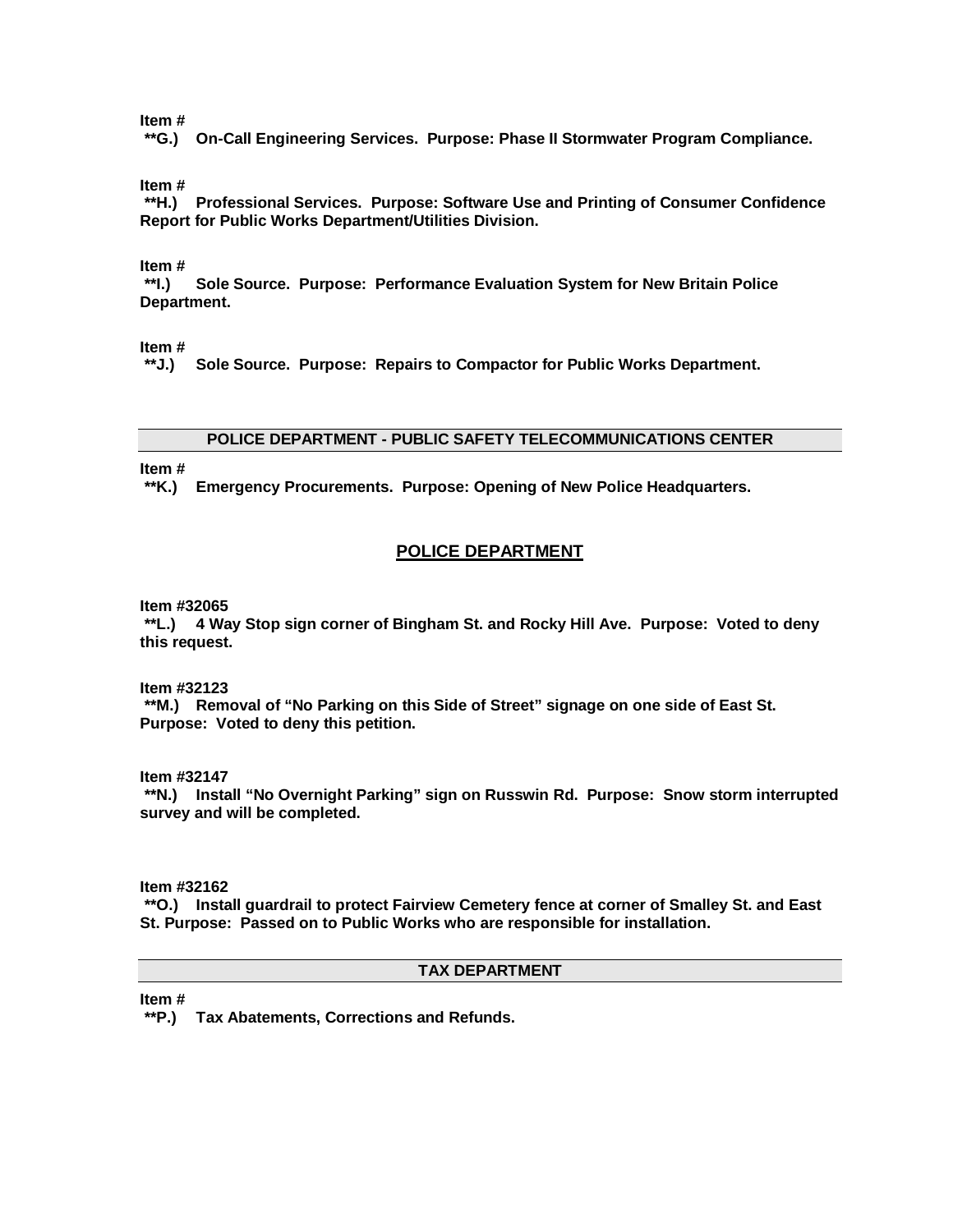**Item #**
**\*\*G.) On-Call Engineering Services. Purpose: Phase II Stormwater Program Compliance.**

**Item #**
**\*\*H.) Professional Services. Purpose: Software Use and Printing of Consumer Confidence Report for Public Works Department/Utilities Division.**

**Item #**
**\*\*I.) Sole Source. Purpose: Performance Evaluation System for New Britain Police Department.**

**Item #**
**\*\*J.) Sole Source. Purpose: Repairs to Compactor for Public Works Department.**

## POLICE DEPARTMENT - PUBLIC SAFETY TELECOMMUNICATIONS CENTER

**Item #**
**\*\*K.) Emergency Procurements. Purpose: Opening of New Police Headquarters.**

## POLICE DEPARTMENT

**Item #32065**
**\*\*L.) 4 Way Stop sign corner of Bingham St. and Rocky Hill Ave. Purpose: Voted to deny this request.**

**Item #32123**
**\*\*M.) Removal of "No Parking on this Side of Street" signage on one side of East St. Purpose: Voted to deny this petition.**

**Item #32147**
**\*\*N.) Install "No Overnight Parking" sign on Russwin Rd. Purpose: Snow storm interrupted survey and will be completed.**

**Item #32162**
**\*\*O.) Install guardrail to protect Fairview Cemetery fence at corner of Smalley St. and East St. Purpose: Passed on to Public Works who are responsible for installation.**

## TAX DEPARTMENT

**Item #**
**\*\*P.) Tax Abatements, Corrections and Refunds.**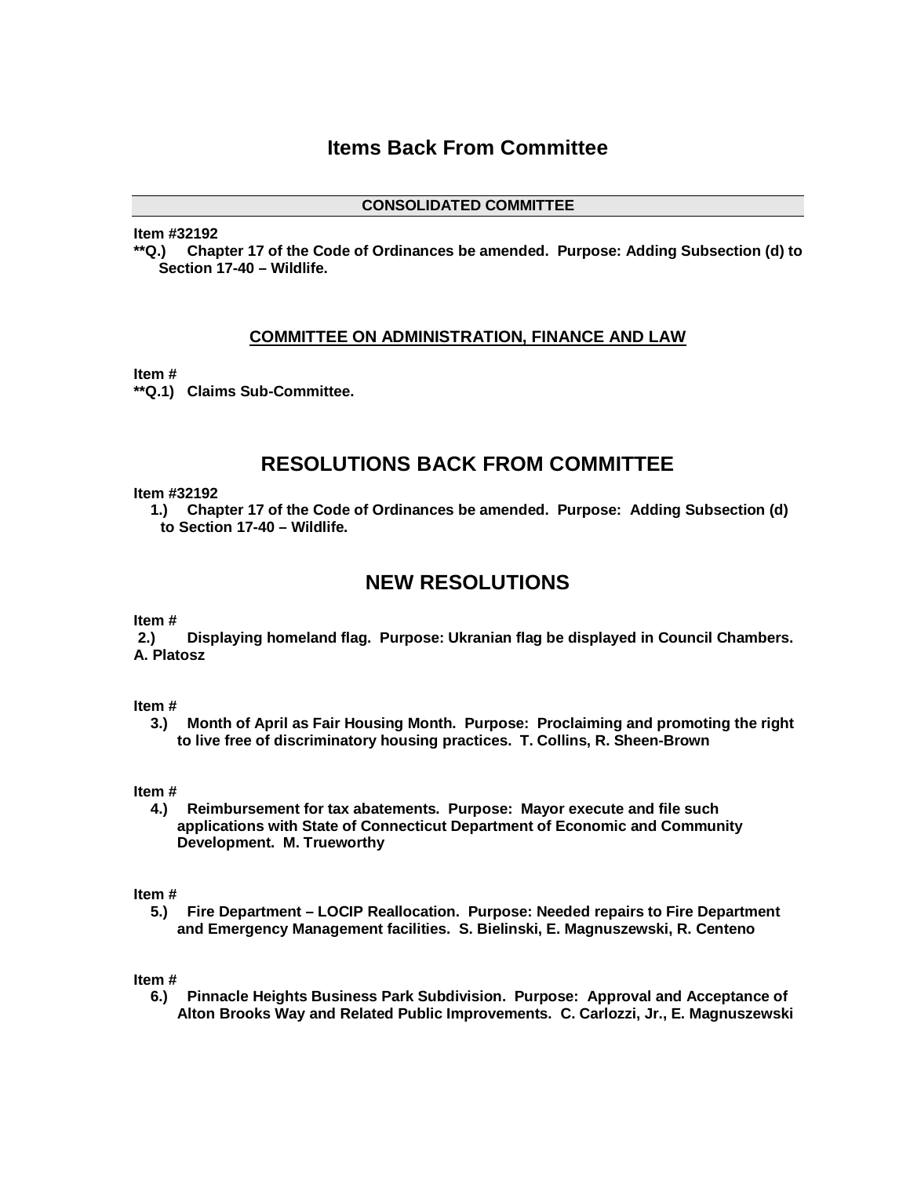# Items Back From Committee

**CONSOLIDATED COMMITTEE**

**Item #32192**
**\*\*Q.) Chapter 17 of the Code of Ordinances be amended. Purpose: Adding Subsection (d) to Section 17-40 – Wildlife.**

**COMMITTEE ON ADMINISTRATION, FINANCE AND LAW**

**Item #**
**\*\*Q.1) Claims Sub-Committee.**

# RESOLUTIONS BACK FROM COMMITTEE

**Item #32192**
**1.) Chapter 17 of the Code of Ordinances be amended. Purpose: Adding Subsection (d) to Section 17-40 – Wildlife.**

# NEW RESOLUTIONS

**Item #**
**2.) Displaying homeland flag. Purpose: Ukranian flag be displayed in Council Chambers. A. Platosz**

**Item #**
**3.) Month of April as Fair Housing Month. Purpose: Proclaiming and promoting the right to live free of discriminatory housing practices. T. Collins, R. Sheen-Brown**

**Item #**
**4.) Reimbursement for tax abatements. Purpose: Mayor execute and file such applications with State of Connecticut Department of Economic and Community Development. M. Trueworthy**

**Item #**
**5.) Fire Department – LOCIP Reallocation. Purpose: Needed repairs to Fire Department and Emergency Management facilities. S. Bielinski, E. Magnuszewski, R. Centeno**

**Item #**
**6.) Pinnacle Heights Business Park Subdivision. Purpose: Approval and Acceptance of Alton Brooks Way and Related Public Improvements. C. Carlozzi, Jr., E. Magnuszewski**